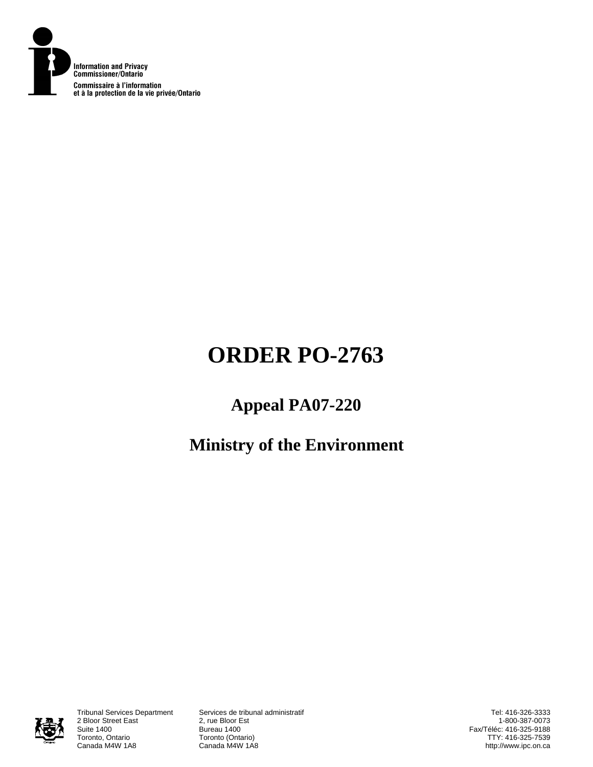Information and Privacy Commissioner/Ontario

Commissaire à l'information et à la protection de la vie privée/Ontario

# ORDER PO-2763

## Appeal PA07-220

## Ministry of the Environment

Tribunal Services Department
2 Bloor Street East
Suite 1400
Toronto, Ontario
Canada M4W 1A8

Services de tribunal administratif
2, rue Bloor Est
Bureau 1400
Toronto (Ontario)
Canada M4W 1A8

Tel: 416-326-3333
1-800-387-0073
Fax/Téléc: 416-325-9188
TTY: 416-325-7539
http://www.ipc.on.ca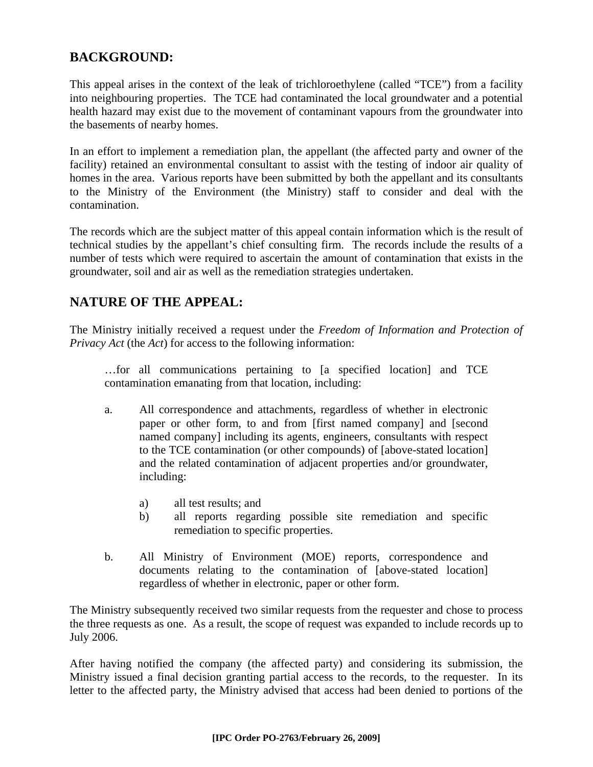## BACKGROUND:

This appeal arises in the context of the leak of trichloroethylene (called "TCE") from a facility into neighbouring properties. The TCE had contaminated the local groundwater and a potential health hazard may exist due to the movement of contaminant vapours from the groundwater into the basements of nearby homes.

In an effort to implement a remediation plan, the appellant (the affected party and owner of the facility) retained an environmental consultant to assist with the testing of indoor air quality of homes in the area. Various reports have been submitted by both the appellant and its consultants to the Ministry of the Environment (the Ministry) staff to consider and deal with the contamination.

The records which are the subject matter of this appeal contain information which is the result of technical studies by the appellant's chief consulting firm. The records include the results of a number of tests which were required to ascertain the amount of contamination that exists in the groundwater, soil and air as well as the remediation strategies undertaken.

## NATURE OF THE APPEAL:

The Ministry initially received a request under the *Freedom of Information and Protection of Privacy Act* (the *Act*) for access to the following information:

> …for all communications pertaining to [a specified location] and TCE contamination emanating from that location, including:
>
> a. All correspondence and attachments, regardless of whether in electronic paper or other form, to and from [first named company] and [second named company] including its agents, engineers, consultants with respect to the TCE contamination (or other compounds) of [above-stated location] and the related contamination of adjacent properties and/or groundwater, including:
>
> a) all test results; and
>
> b) all reports regarding possible site remediation and specific remediation to specific properties.
>
> b. All Ministry of Environment (MOE) reports, correspondence and documents relating to the contamination of [above-stated location] regardless of whether in electronic, paper or other form.

The Ministry subsequently received two similar requests from the requester and chose to process the three requests as one. As a result, the scope of request was expanded to include records up to July 2006.

After having notified the company (the affected party) and considering its submission, the Ministry issued a final decision granting partial access to the records, to the requester. In its letter to the affected party, the Ministry advised that access had been denied to portions of the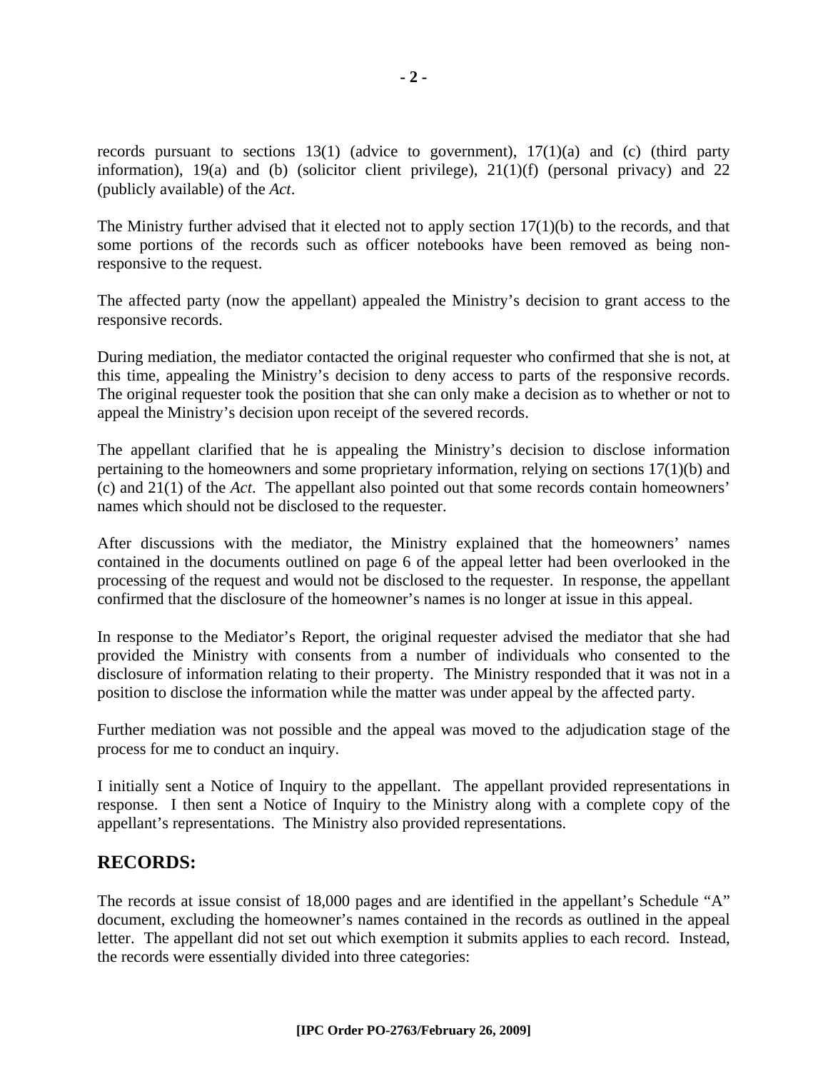records pursuant to sections 13(1) (advice to government), 17(1)(a) and (c) (third party information), 19(a) and (b) (solicitor client privilege), 21(1)(f) (personal privacy) and 22 (publicly available) of the *Act*.

The Ministry further advised that it elected not to apply section 17(1)(b) to the records, and that some portions of the records such as officer notebooks have been removed as being non-responsive to the request.

The affected party (now the appellant) appealed the Ministry's decision to grant access to the responsive records.

During mediation, the mediator contacted the original requester who confirmed that she is not, at this time, appealing the Ministry's decision to deny access to parts of the responsive records. The original requester took the position that she can only make a decision as to whether or not to appeal the Ministry's decision upon receipt of the severed records.

The appellant clarified that he is appealing the Ministry's decision to disclose information pertaining to the homeowners and some proprietary information, relying on sections 17(1)(b) and (c) and 21(1) of the *Act*. The appellant also pointed out that some records contain homeowners' names which should not be disclosed to the requester.

After discussions with the mediator, the Ministry explained that the homeowners' names contained in the documents outlined on page 6 of the appeal letter had been overlooked in the processing of the request and would not be disclosed to the requester. In response, the appellant confirmed that the disclosure of the homeowner's names is no longer at issue in this appeal.

In response to the Mediator's Report, the original requester advised the mediator that she had provided the Ministry with consents from a number of individuals who consented to the disclosure of information relating to their property. The Ministry responded that it was not in a position to disclose the information while the matter was under appeal by the affected party.

Further mediation was not possible and the appeal was moved to the adjudication stage of the process for me to conduct an inquiry.

I initially sent a Notice of Inquiry to the appellant. The appellant provided representations in response. I then sent a Notice of Inquiry to the Ministry along with a complete copy of the appellant's representations. The Ministry also provided representations.

## RECORDS:

The records at issue consist of 18,000 pages and are identified in the appellant's Schedule "A" document, excluding the homeowner's names contained in the records as outlined in the appeal letter. The appellant did not set out which exemption it submits applies to each record. Instead, the records were essentially divided into three categories: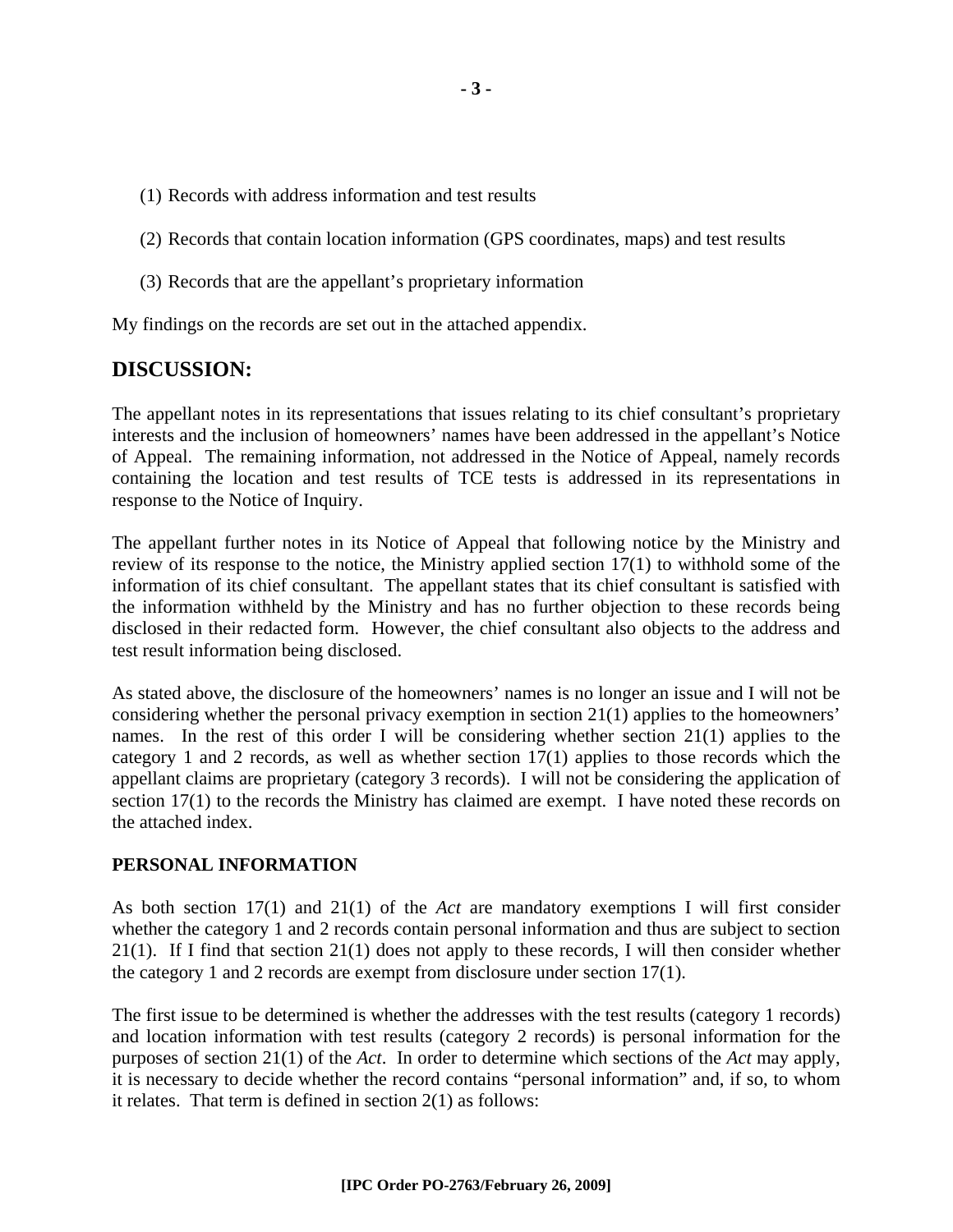(1) Records with address information and test results

(2) Records that contain location information (GPS coordinates, maps) and test results

(3) Records that are the appellant's proprietary information

My findings on the records are set out in the attached appendix.

## DISCUSSION:

The appellant notes in its representations that issues relating to its chief consultant's proprietary interests and the inclusion of homeowners' names have been addressed in the appellant's Notice of Appeal. The remaining information, not addressed in the Notice of Appeal, namely records containing the location and test results of TCE tests is addressed in its representations in response to the Notice of Inquiry.

The appellant further notes in its Notice of Appeal that following notice by the Ministry and review of its response to the notice, the Ministry applied section 17(1) to withhold some of the information of its chief consultant. The appellant states that its chief consultant is satisfied with the information withheld by the Ministry and has no further objection to these records being disclosed in their redacted form. However, the chief consultant also objects to the address and test result information being disclosed.

As stated above, the disclosure of the homeowners' names is no longer an issue and I will not be considering whether the personal privacy exemption in section 21(1) applies to the homeowners' names. In the rest of this order I will be considering whether section 21(1) applies to the category 1 and 2 records, as well as whether section 17(1) applies to those records which the appellant claims are proprietary (category 3 records). I will not be considering the application of section 17(1) to the records the Ministry has claimed are exempt. I have noted these records on the attached index.

### PERSONAL INFORMATION

As both section 17(1) and 21(1) of the *Act* are mandatory exemptions I will first consider whether the category 1 and 2 records contain personal information and thus are subject to section 21(1). If I find that section 21(1) does not apply to these records, I will then consider whether the category 1 and 2 records are exempt from disclosure under section 17(1).

The first issue to be determined is whether the addresses with the test results (category 1 records) and location information with test results (category 2 records) is personal information for the purposes of section 21(1) of the *Act*. In order to determine which sections of the *Act* may apply, it is necessary to decide whether the record contains "personal information" and, if so, to whom it relates. That term is defined in section 2(1) as follows: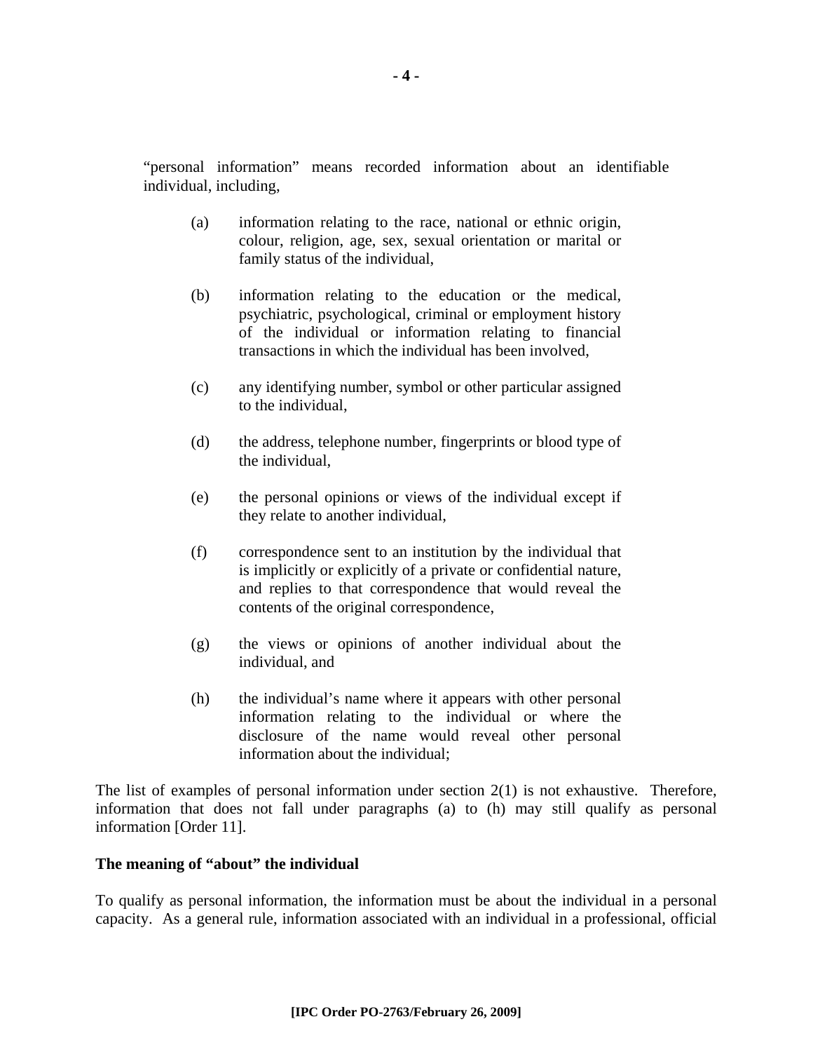"personal information" means recorded information about an identifiable individual, including,

> (a) information relating to the race, national or ethnic origin, colour, religion, age, sex, sexual orientation or marital or family status of the individual,
>
> (b) information relating to the education or the medical, psychiatric, psychological, criminal or employment history of the individual or information relating to financial transactions in which the individual has been involved,
>
> (c) any identifying number, symbol or other particular assigned to the individual,
>
> (d) the address, telephone number, fingerprints or blood type of the individual,
>
> (e) the personal opinions or views of the individual except if they relate to another individual,
>
> (f) correspondence sent to an institution by the individual that is implicitly or explicitly of a private or confidential nature, and replies to that correspondence that would reveal the contents of the original correspondence,
>
> (g) the views or opinions of another individual about the individual, and
>
> (h) the individual's name where it appears with other personal information relating to the individual or where the disclosure of the name would reveal other personal information about the individual;

The list of examples of personal information under section 2(1) is not exhaustive. Therefore, information that does not fall under paragraphs (a) to (h) may still qualify as personal information [Order 11].

**The meaning of "about" the individual**

To qualify as personal information, the information must be about the individual in a personal capacity. As a general rule, information associated with an individual in a professional, official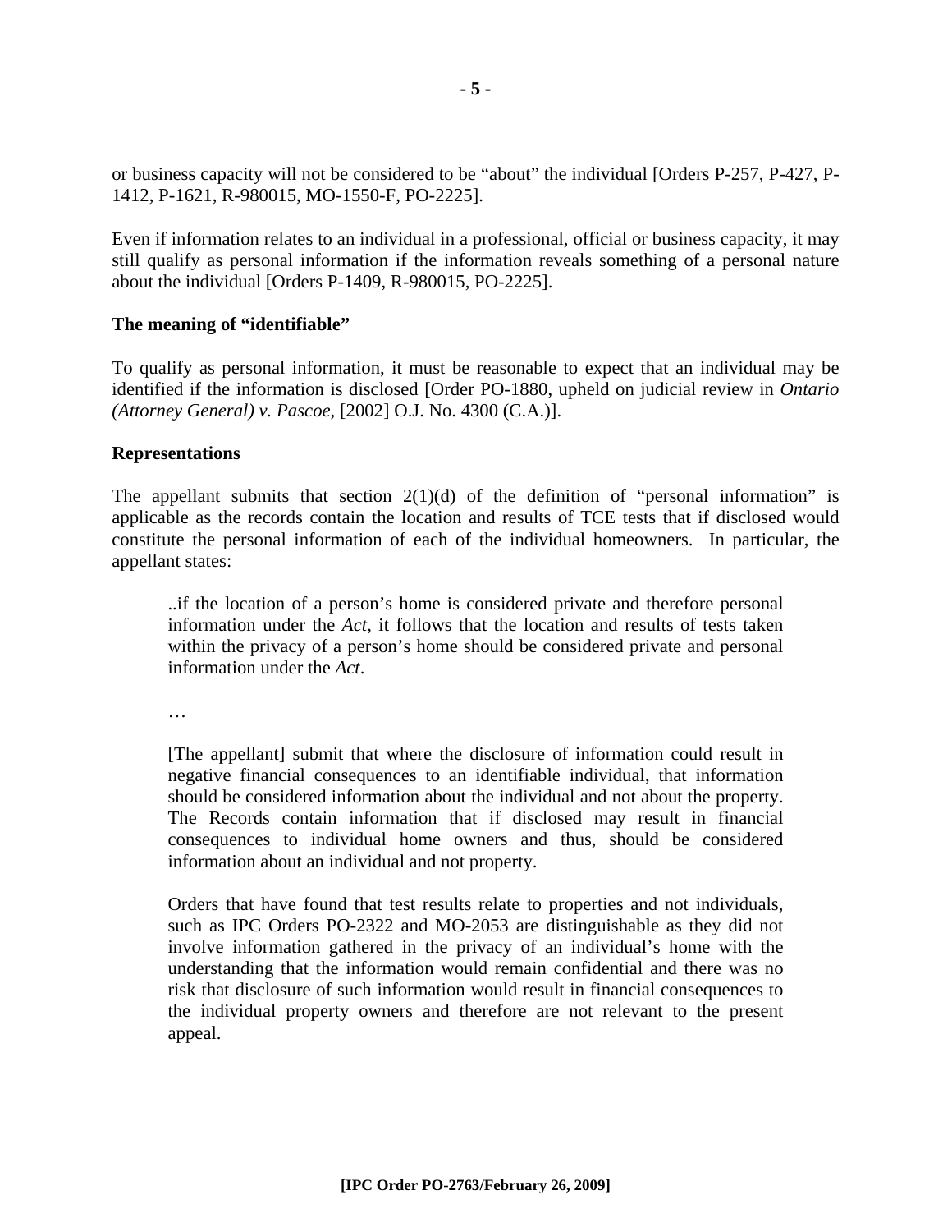or business capacity will not be considered to be "about" the individual [Orders P-257, P-427, P-1412, P-1621, R-980015, MO-1550-F, PO-2225].

Even if information relates to an individual in a professional, official or business capacity, it may still qualify as personal information if the information reveals something of a personal nature about the individual [Orders P-1409, R-980015, PO-2225].

**The meaning of "identifiable"**

To qualify as personal information, it must be reasonable to expect that an individual may be identified if the information is disclosed [Order PO-1880, upheld on judicial review in *Ontario (Attorney General) v. Pascoe*, [2002] O.J. No. 4300 (C.A.)].

**Representations**

The appellant submits that section 2(1)(d) of the definition of "personal information" is applicable as the records contain the location and results of TCE tests that if disclosed would constitute the personal information of each of the individual homeowners. In particular, the appellant states:

> ..if the location of a person's home is considered private and therefore personal information under the *Act*, it follows that the location and results of tests taken within the privacy of a person's home should be considered private and personal information under the *Act*.
>
> …
>
> [The appellant] submit that where the disclosure of information could result in negative financial consequences to an identifiable individual, that information should be considered information about the individual and not about the property. The Records contain information that if disclosed may result in financial consequences to individual home owners and thus, should be considered information about an individual and not property.
>
> Orders that have found that test results relate to properties and not individuals, such as IPC Orders PO-2322 and MO-2053 are distinguishable as they did not involve information gathered in the privacy of an individual's home with the understanding that the information would remain confidential and there was no risk that disclosure of such information would result in financial consequences to the individual property owners and therefore are not relevant to the present appeal.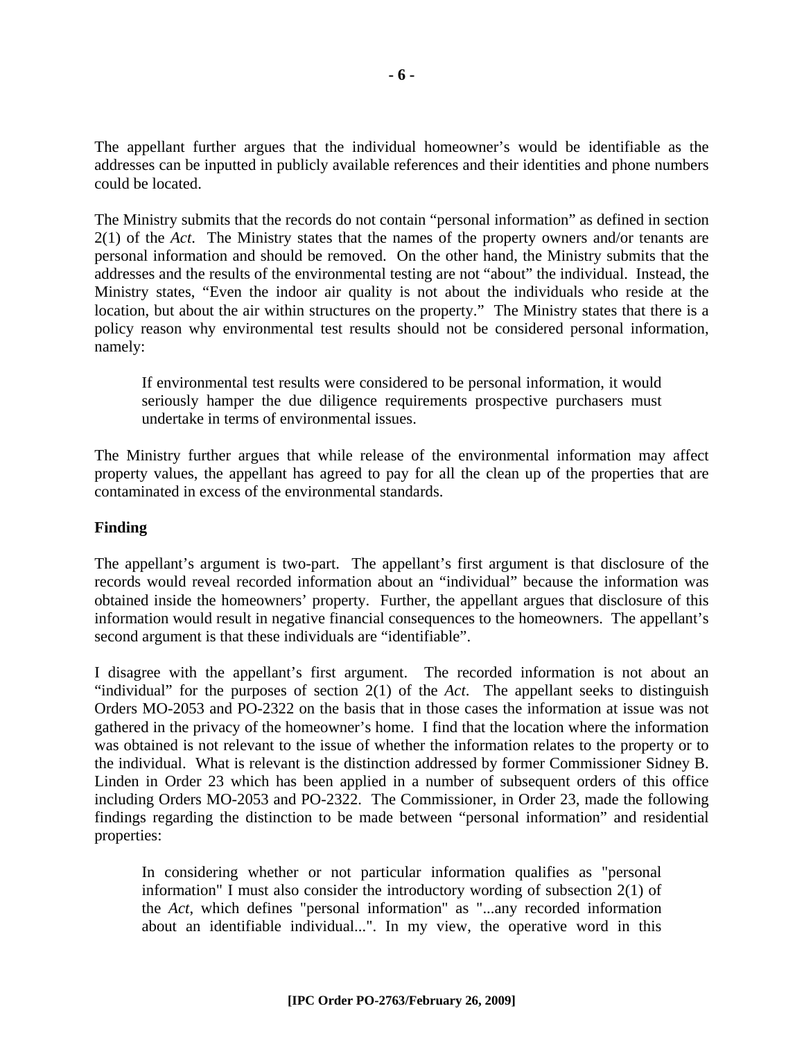The appellant further argues that the individual homeowner's would be identifiable as the addresses can be inputted in publicly available references and their identities and phone numbers could be located.

The Ministry submits that the records do not contain "personal information" as defined in section 2(1) of the *Act*. The Ministry states that the names of the property owners and/or tenants are personal information and should be removed. On the other hand, the Ministry submits that the addresses and the results of the environmental testing are not "about" the individual. Instead, the Ministry states, "Even the indoor air quality is not about the individuals who reside at the location, but about the air within structures on the property." The Ministry states that there is a policy reason why environmental test results should not be considered personal information, namely:

> If environmental test results were considered to be personal information, it would seriously hamper the due diligence requirements prospective purchasers must undertake in terms of environmental issues.

The Ministry further argues that while release of the environmental information may affect property values, the appellant has agreed to pay for all the clean up of the properties that are contaminated in excess of the environmental standards.

**Finding**

The appellant's argument is two-part. The appellant's first argument is that disclosure of the records would reveal recorded information about an "individual" because the information was obtained inside the homeowners' property. Further, the appellant argues that disclosure of this information would result in negative financial consequences to the homeowners. The appellant's second argument is that these individuals are "identifiable".

I disagree with the appellant's first argument. The recorded information is not about an "individual" for the purposes of section 2(1) of the *Act*. The appellant seeks to distinguish Orders MO-2053 and PO-2322 on the basis that in those cases the information at issue was not gathered in the privacy of the homeowner's home. I find that the location where the information was obtained is not relevant to the issue of whether the information relates to the property or to the individual. What is relevant is the distinction addressed by former Commissioner Sidney B. Linden in Order 23 which has been applied in a number of subsequent orders of this office including Orders MO-2053 and PO-2322. The Commissioner, in Order 23, made the following findings regarding the distinction to be made between "personal information" and residential properties:

> In considering whether or not particular information qualifies as "personal information" I must also consider the introductory wording of subsection 2(1) of the *Act*, which defines "personal information" as "...any recorded information about an identifiable individual...". In my view, the operative word in this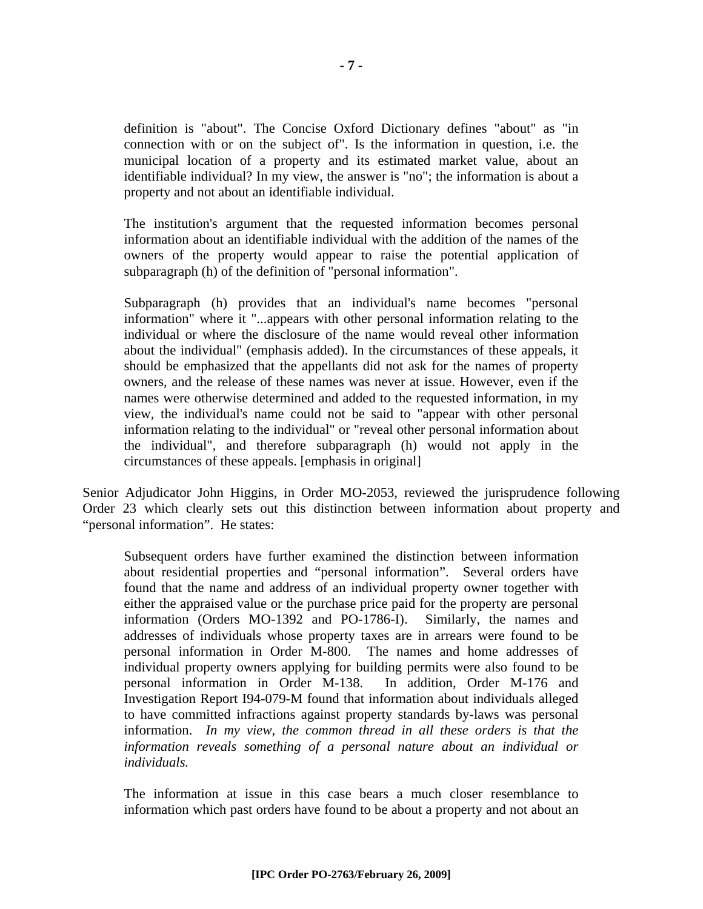> definition is "about". The Concise Oxford Dictionary defines "about" as "in connection with or on the subject of". Is the information in question, i.e. the municipal location of a property and its estimated market value, about an identifiable individual? In my view, the answer is "no"; the information is about a property and not about an identifiable individual.
>
> The institution's argument that the requested information becomes personal information about an identifiable individual with the addition of the names of the owners of the property would appear to raise the potential application of subparagraph (h) of the definition of "personal information".
>
> Subparagraph (h) provides that an individual's name becomes "personal information" where it "...appears with other personal information relating to the individual or where the disclosure of the name would reveal other information about the individual" (emphasis added). In the circumstances of these appeals, it should be emphasized that the appellants did not ask for the names of property owners, and the release of these names was never at issue. However, even if the names were otherwise determined and added to the requested information, in my view, the individual's name could not be said to "appear with other personal information relating to the individual" or "reveal other personal information about the individual", and therefore subparagraph (h) would not apply in the circumstances of these appeals. [emphasis in original]

Senior Adjudicator John Higgins, in Order MO-2053, reviewed the jurisprudence following Order 23 which clearly sets out this distinction between information about property and "personal information". He states:

> Subsequent orders have further examined the distinction between information about residential properties and "personal information". Several orders have found that the name and address of an individual property owner together with either the appraised value or the purchase price paid for the property are personal information (Orders MO-1392 and PO-1786-I). Similarly, the names and addresses of individuals whose property taxes are in arrears were found to be personal information in Order M-800. The names and home addresses of individual property owners applying for building permits were also found to be personal information in Order M-138. In addition, Order M-176 and Investigation Report I94-079-M found that information about individuals alleged to have committed infractions against property standards by-laws was personal information. *In my view, the common thread in all these orders is that the information reveals something of a personal nature about an individual or individuals.*
>
> The information at issue in this case bears a much closer resemblance to information which past orders have found to be about a property and not about an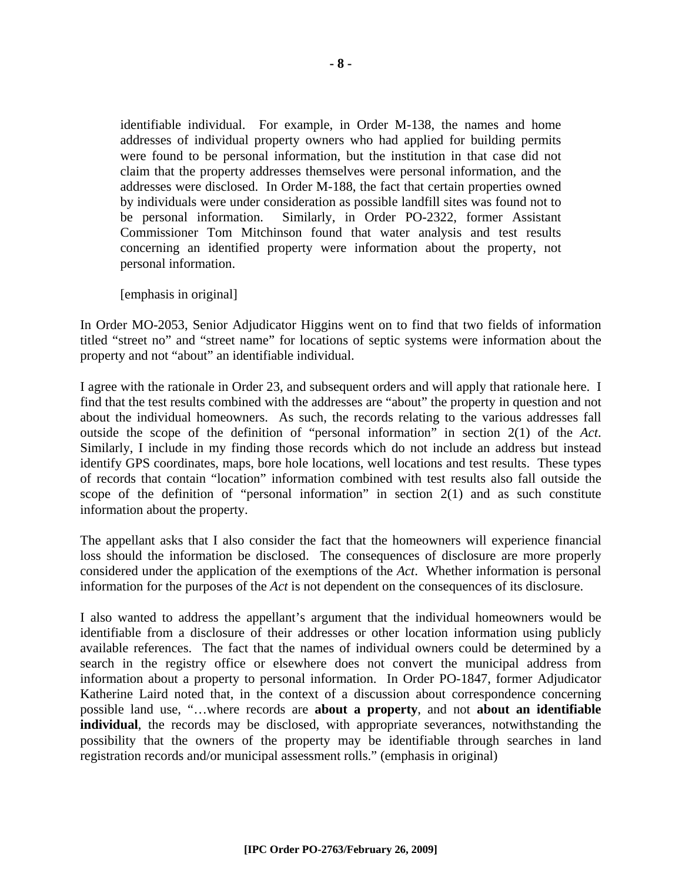> identifiable individual. For example, in Order M-138, the names and home addresses of individual property owners who had applied for building permits were found to be personal information, but the institution in that case did not claim that the property addresses themselves were personal information, and the addresses were disclosed. In Order M-188, the fact that certain properties owned by individuals were under consideration as possible landfill sites was found not to be personal information. Similarly, in Order PO-2322, former Assistant Commissioner Tom Mitchinson found that water analysis and test results concerning an identified property were information about the property, not personal information.
>
> [emphasis in original]

In Order MO-2053, Senior Adjudicator Higgins went on to find that two fields of information titled "street no" and "street name" for locations of septic systems were information about the property and not "about" an identifiable individual.

I agree with the rationale in Order 23, and subsequent orders and will apply that rationale here. I find that the test results combined with the addresses are "about" the property in question and not about the individual homeowners. As such, the records relating to the various addresses fall outside the scope of the definition of "personal information" in section 2(1) of the *Act*. Similarly, I include in my finding those records which do not include an address but instead identify GPS coordinates, maps, bore hole locations, well locations and test results. These types of records that contain "location" information combined with test results also fall outside the scope of the definition of "personal information" in section 2(1) and as such constitute information about the property.

The appellant asks that I also consider the fact that the homeowners will experience financial loss should the information be disclosed. The consequences of disclosure are more properly considered under the application of the exemptions of the *Act*. Whether information is personal information for the purposes of the *Act* is not dependent on the consequences of its disclosure.

I also wanted to address the appellant's argument that the individual homeowners would be identifiable from a disclosure of their addresses or other location information using publicly available references. The fact that the names of individual owners could be determined by a search in the registry office or elsewhere does not convert the municipal address from information about a property to personal information. In Order PO-1847, former Adjudicator Katherine Laird noted that, in the context of a discussion about correspondence concerning possible land use, "…where records are **about a property**, and not **about an identifiable individual**, the records may be disclosed, with appropriate severances, notwithstanding the possibility that the owners of the property may be identifiable through searches in land registration records and/or municipal assessment rolls." (emphasis in original)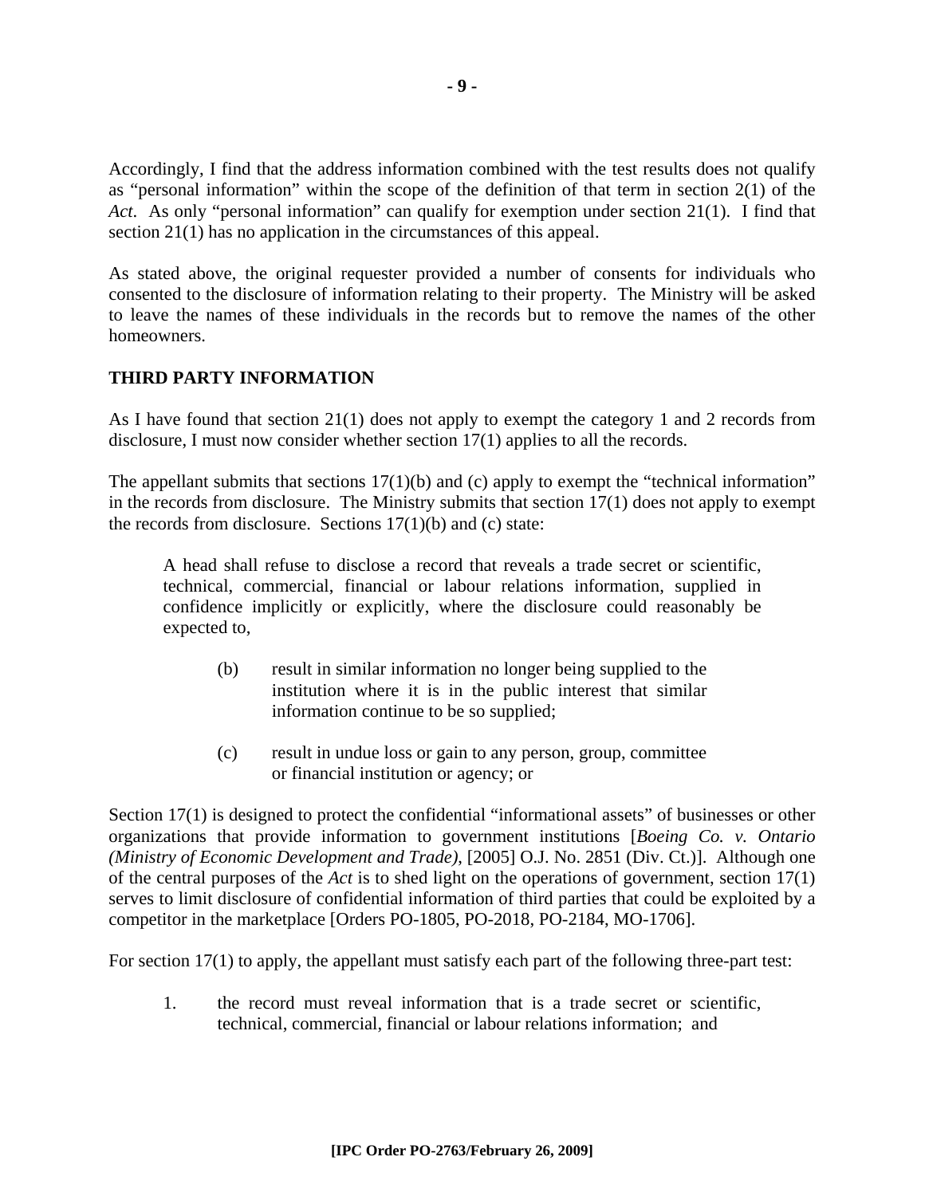Accordingly, I find that the address information combined with the test results does not qualify as "personal information" within the scope of the definition of that term in section 2(1) of the *Act*. As only "personal information" can qualify for exemption under section 21(1). I find that section 21(1) has no application in the circumstances of this appeal.

As stated above, the original requester provided a number of consents for individuals who consented to the disclosure of information relating to their property. The Ministry will be asked to leave the names of these individuals in the records but to remove the names of the other homeowners.

**THIRD PARTY INFORMATION**

As I have found that section 21(1) does not apply to exempt the category 1 and 2 records from disclosure, I must now consider whether section 17(1) applies to all the records.

The appellant submits that sections 17(1)(b) and (c) apply to exempt the "technical information" in the records from disclosure. The Ministry submits that section 17(1) does not apply to exempt the records from disclosure. Sections 17(1)(b) and (c) state:

> A head shall refuse to disclose a record that reveals a trade secret or scientific, technical, commercial, financial or labour relations information, supplied in confidence implicitly or explicitly, where the disclosure could reasonably be expected to,
>
> (b) result in similar information no longer being supplied to the institution where it is in the public interest that similar information continue to be so supplied;
>
> (c) result in undue loss or gain to any person, group, committee or financial institution or agency; or

Section 17(1) is designed to protect the confidential "informational assets" of businesses or other organizations that provide information to government institutions [*Boeing Co. v. Ontario (Ministry of Economic Development and Trade)*, [2005] O.J. No. 2851 (Div. Ct.)]. Although one of the central purposes of the *Act* is to shed light on the operations of government, section 17(1) serves to limit disclosure of confidential information of third parties that could be exploited by a competitor in the marketplace [Orders PO-1805, PO-2018, PO-2184, MO-1706].

For section 17(1) to apply, the appellant must satisfy each part of the following three-part test:

1. the record must reveal information that is a trade secret or scientific, technical, commercial, financial or labour relations information; and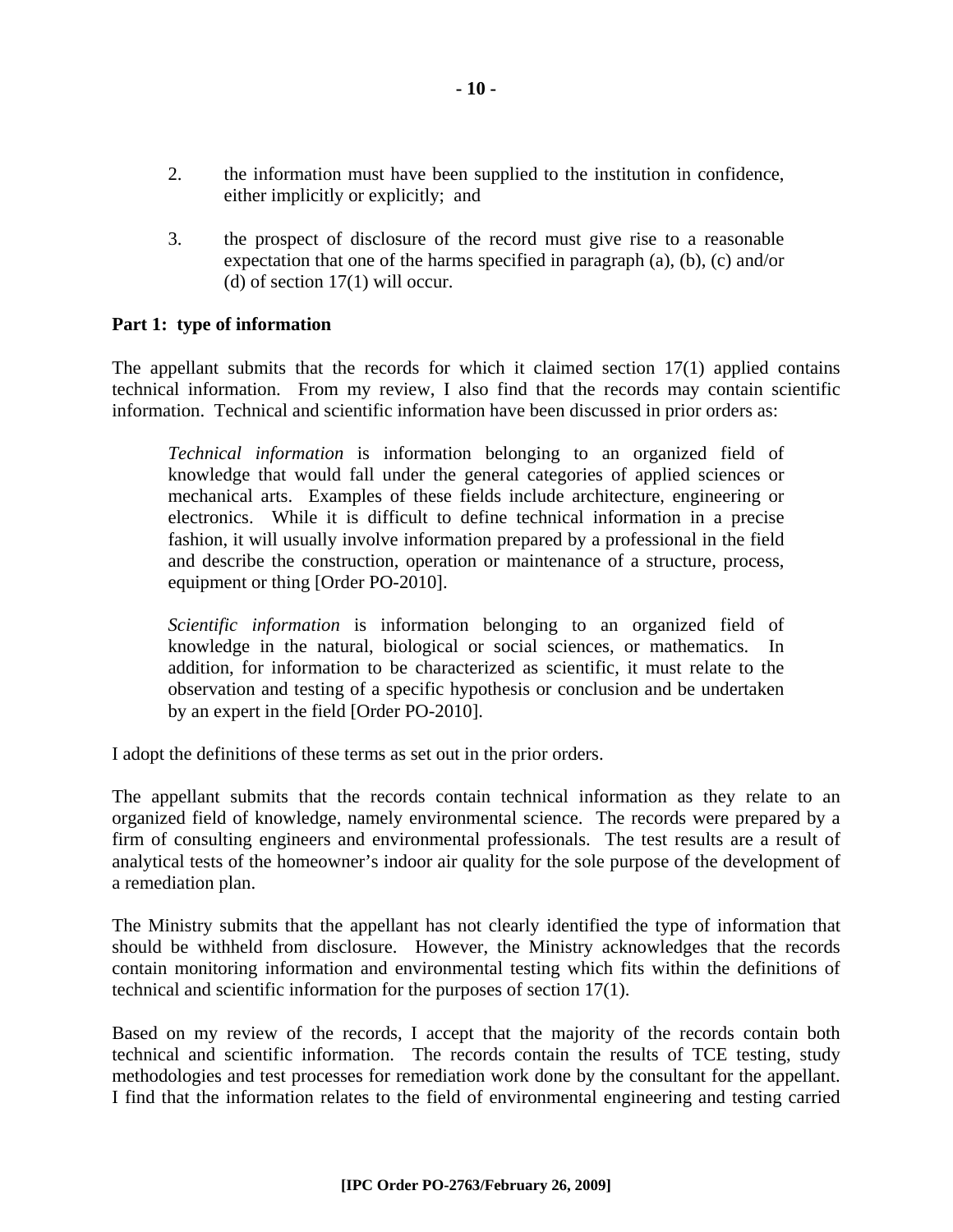2. the information must have been supplied to the institution in confidence, either implicitly or explicitly; and

3. the prospect of disclosure of the record must give rise to a reasonable expectation that one of the harms specified in paragraph (a), (b), (c) and/or (d) of section 17(1) will occur.

**Part 1: type of information**

The appellant submits that the records for which it claimed section 17(1) applied contains technical information. From my review, I also find that the records may contain scientific information. Technical and scientific information have been discussed in prior orders as:

> *Technical information* is information belonging to an organized field of knowledge that would fall under the general categories of applied sciences or mechanical arts. Examples of these fields include architecture, engineering or electronics. While it is difficult to define technical information in a precise fashion, it will usually involve information prepared by a professional in the field and describe the construction, operation or maintenance of a structure, process, equipment or thing [Order PO-2010].
>
> *Scientific information* is information belonging to an organized field of knowledge in the natural, biological or social sciences, or mathematics. In addition, for information to be characterized as scientific, it must relate to the observation and testing of a specific hypothesis or conclusion and be undertaken by an expert in the field [Order PO-2010].

I adopt the definitions of these terms as set out in the prior orders.

The appellant submits that the records contain technical information as they relate to an organized field of knowledge, namely environmental science. The records were prepared by a firm of consulting engineers and environmental professionals. The test results are a result of analytical tests of the homeowner's indoor air quality for the sole purpose of the development of a remediation plan.

The Ministry submits that the appellant has not clearly identified the type of information that should be withheld from disclosure. However, the Ministry acknowledges that the records contain monitoring information and environmental testing which fits within the definitions of technical and scientific information for the purposes of section 17(1).

Based on my review of the records, I accept that the majority of the records contain both technical and scientific information. The records contain the results of TCE testing, study methodologies and test processes for remediation work done by the consultant for the appellant. I find that the information relates to the field of environmental engineering and testing carried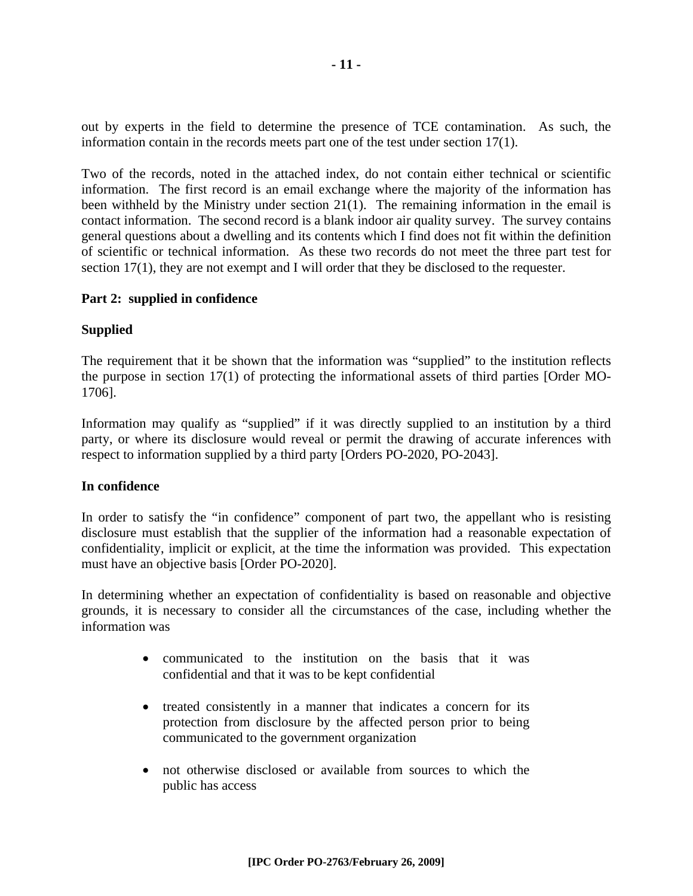out by experts in the field to determine the presence of TCE contamination. As such, the information contain in the records meets part one of the test under section 17(1).

Two of the records, noted in the attached index, do not contain either technical or scientific information. The first record is an email exchange where the majority of the information has been withheld by the Ministry under section 21(1). The remaining information in the email is contact information. The second record is a blank indoor air quality survey. The survey contains general questions about a dwelling and its contents which I find does not fit within the definition of scientific or technical information. As these two records do not meet the three part test for section 17(1), they are not exempt and I will order that they be disclosed to the requester.

**Part 2: supplied in confidence**

**Supplied**

The requirement that it be shown that the information was "supplied" to the institution reflects the purpose in section 17(1) of protecting the informational assets of third parties [Order MO-1706].

Information may qualify as "supplied" if it was directly supplied to an institution by a third party, or where its disclosure would reveal or permit the drawing of accurate inferences with respect to information supplied by a third party [Orders PO-2020, PO-2043].

**In confidence**

In order to satisfy the "in confidence" component of part two, the appellant who is resisting disclosure must establish that the supplier of the information had a reasonable expectation of confidentiality, implicit or explicit, at the time the information was provided. This expectation must have an objective basis [Order PO-2020].

In determining whether an expectation of confidentiality is based on reasonable and objective grounds, it is necessary to consider all the circumstances of the case, including whether the information was

- communicated to the institution on the basis that it was confidential and that it was to be kept confidential
- treated consistently in a manner that indicates a concern for its protection from disclosure by the affected person prior to being communicated to the government organization
- not otherwise disclosed or available from sources to which the public has access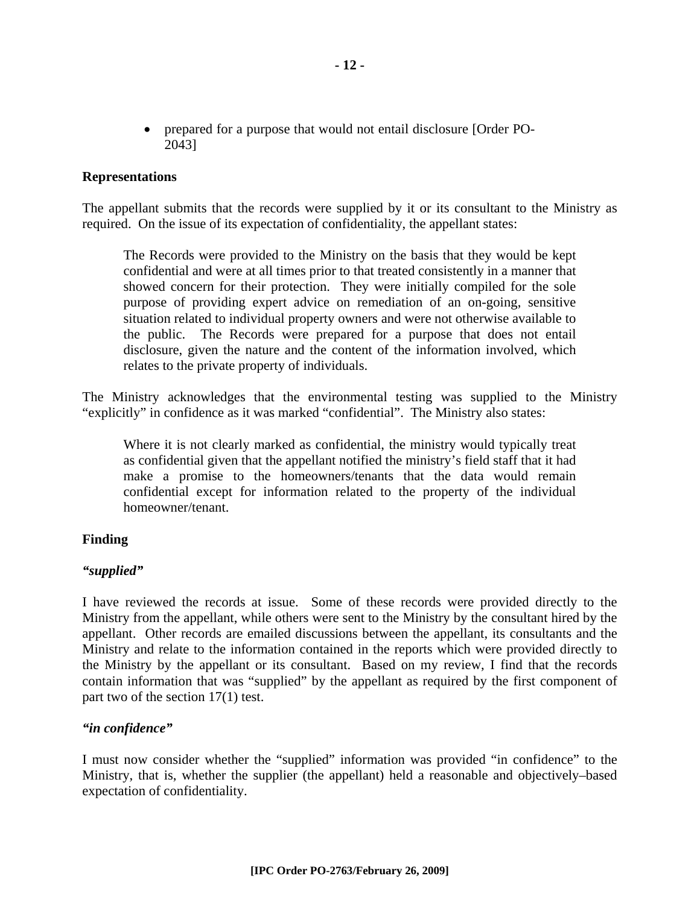- prepared for a purpose that would not entail disclosure [Order PO-2043]

**Representations**

The appellant submits that the records were supplied by it or its consultant to the Ministry as required. On the issue of its expectation of confidentiality, the appellant states:

> The Records were provided to the Ministry on the basis that they would be kept confidential and were at all times prior to that treated consistently in a manner that showed concern for their protection. They were initially compiled for the sole purpose of providing expert advice on remediation of an on-going, sensitive situation related to individual property owners and were not otherwise available to the public. The Records were prepared for a purpose that does not entail disclosure, given the nature and the content of the information involved, which relates to the private property of individuals.

The Ministry acknowledges that the environmental testing was supplied to the Ministry "explicitly" in confidence as it was marked "confidential". The Ministry also states:

> Where it is not clearly marked as confidential, the ministry would typically treat as confidential given that the appellant notified the ministry's field staff that it had make a promise to the homeowners/tenants that the data would remain confidential except for information related to the property of the individual homeowner/tenant.

**Finding**

***"supplied"***

I have reviewed the records at issue. Some of these records were provided directly to the Ministry from the appellant, while others were sent to the Ministry by the consultant hired by the appellant. Other records are emailed discussions between the appellant, its consultants and the Ministry and relate to the information contained in the reports which were provided directly to the Ministry by the appellant or its consultant. Based on my review, I find that the records contain information that was "supplied" by the appellant as required by the first component of part two of the section 17(1) test.

***"in confidence"***

I must now consider whether the "supplied" information was provided "in confidence" to the Ministry, that is, whether the supplier (the appellant) held a reasonable and objectively–based expectation of confidentiality.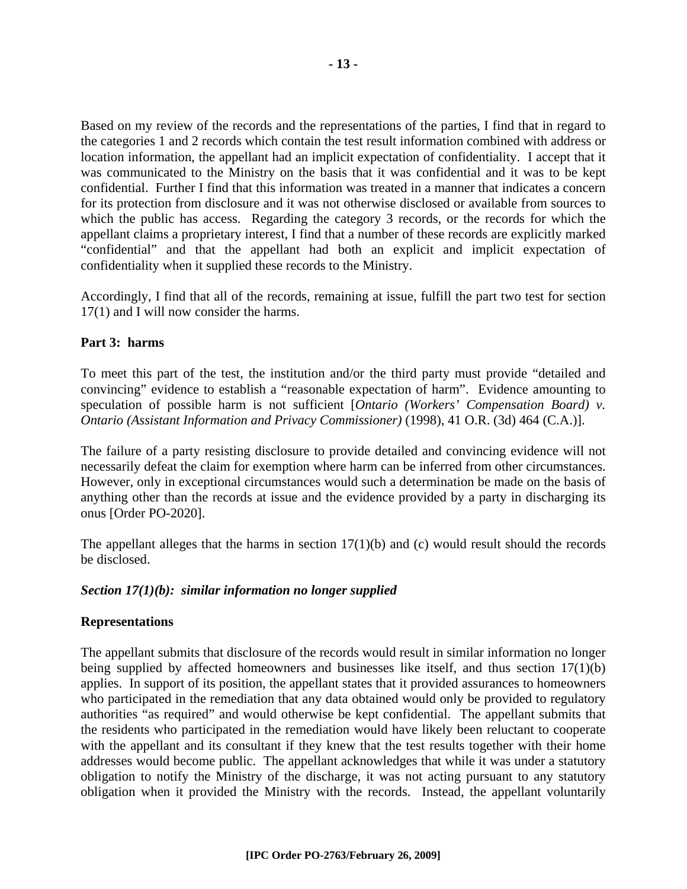Based on my review of the records and the representations of the parties, I find that in regard to the categories 1 and 2 records which contain the test result information combined with address or location information, the appellant had an implicit expectation of confidentiality. I accept that it was communicated to the Ministry on the basis that it was confidential and it was to be kept confidential. Further I find that this information was treated in a manner that indicates a concern for its protection from disclosure and it was not otherwise disclosed or available from sources to which the public has access. Regarding the category 3 records, or the records for which the appellant claims a proprietary interest, I find that a number of these records are explicitly marked "confidential" and that the appellant had both an explicit and implicit expectation of confidentiality when it supplied these records to the Ministry.

Accordingly, I find that all of the records, remaining at issue, fulfill the part two test for section 17(1) and I will now consider the harms.

**Part 3: harms**

To meet this part of the test, the institution and/or the third party must provide "detailed and convincing" evidence to establish a "reasonable expectation of harm". Evidence amounting to speculation of possible harm is not sufficient [*Ontario (Workers' Compensation Board) v. Ontario (Assistant Information and Privacy Commissioner)* (1998), 41 O.R. (3d) 464 (C.A.)].

The failure of a party resisting disclosure to provide detailed and convincing evidence will not necessarily defeat the claim for exemption where harm can be inferred from other circumstances. However, only in exceptional circumstances would such a determination be made on the basis of anything other than the records at issue and the evidence provided by a party in discharging its onus [Order PO-2020].

The appellant alleges that the harms in section 17(1)(b) and (c) would result should the records be disclosed.

***Section 17(1)(b): similar information no longer supplied***

**Representations**

The appellant submits that disclosure of the records would result in similar information no longer being supplied by affected homeowners and businesses like itself, and thus section 17(1)(b) applies. In support of its position, the appellant states that it provided assurances to homeowners who participated in the remediation that any data obtained would only be provided to regulatory authorities "as required" and would otherwise be kept confidential. The appellant submits that the residents who participated in the remediation would have likely been reluctant to cooperate with the appellant and its consultant if they knew that the test results together with their home addresses would become public. The appellant acknowledges that while it was under a statutory obligation to notify the Ministry of the discharge, it was not acting pursuant to any statutory obligation when it provided the Ministry with the records. Instead, the appellant voluntarily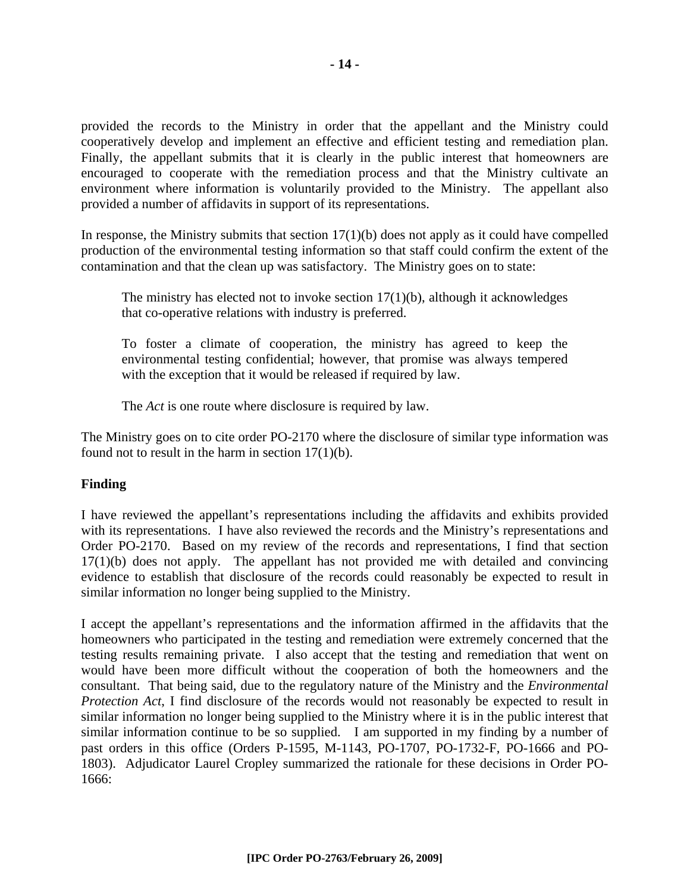provided the records to the Ministry in order that the appellant and the Ministry could cooperatively develop and implement an effective and efficient testing and remediation plan. Finally, the appellant submits that it is clearly in the public interest that homeowners are encouraged to cooperate with the remediation process and that the Ministry cultivate an environment where information is voluntarily provided to the Ministry. The appellant also provided a number of affidavits in support of its representations.

In response, the Ministry submits that section 17(1)(b) does not apply as it could have compelled production of the environmental testing information so that staff could confirm the extent of the contamination and that the clean up was satisfactory. The Ministry goes on to state:

> The ministry has elected not to invoke section 17(1)(b), although it acknowledges that co-operative relations with industry is preferred.
>
> To foster a climate of cooperation, the ministry has agreed to keep the environmental testing confidential; however, that promise was always tempered with the exception that it would be released if required by law.
>
> The *Act* is one route where disclosure is required by law.

The Ministry goes on to cite order PO-2170 where the disclosure of similar type information was found not to result in the harm in section 17(1)(b).

**Finding**

I have reviewed the appellant's representations including the affidavits and exhibits provided with its representations. I have also reviewed the records and the Ministry's representations and Order PO-2170. Based on my review of the records and representations, I find that section 17(1)(b) does not apply. The appellant has not provided me with detailed and convincing evidence to establish that disclosure of the records could reasonably be expected to result in similar information no longer being supplied to the Ministry.

I accept the appellant's representations and the information affirmed in the affidavits that the homeowners who participated in the testing and remediation were extremely concerned that the testing results remaining private. I also accept that the testing and remediation that went on would have been more difficult without the cooperation of both the homeowners and the consultant. That being said, due to the regulatory nature of the Ministry and the *Environmental Protection Act*, I find disclosure of the records would not reasonably be expected to result in similar information no longer being supplied to the Ministry where it is in the public interest that similar information continue to be so supplied. I am supported in my finding by a number of past orders in this office (Orders P-1595, M-1143, PO-1707, PO-1732-F, PO-1666 and PO-1803). Adjudicator Laurel Cropley summarized the rationale for these decisions in Order PO-1666: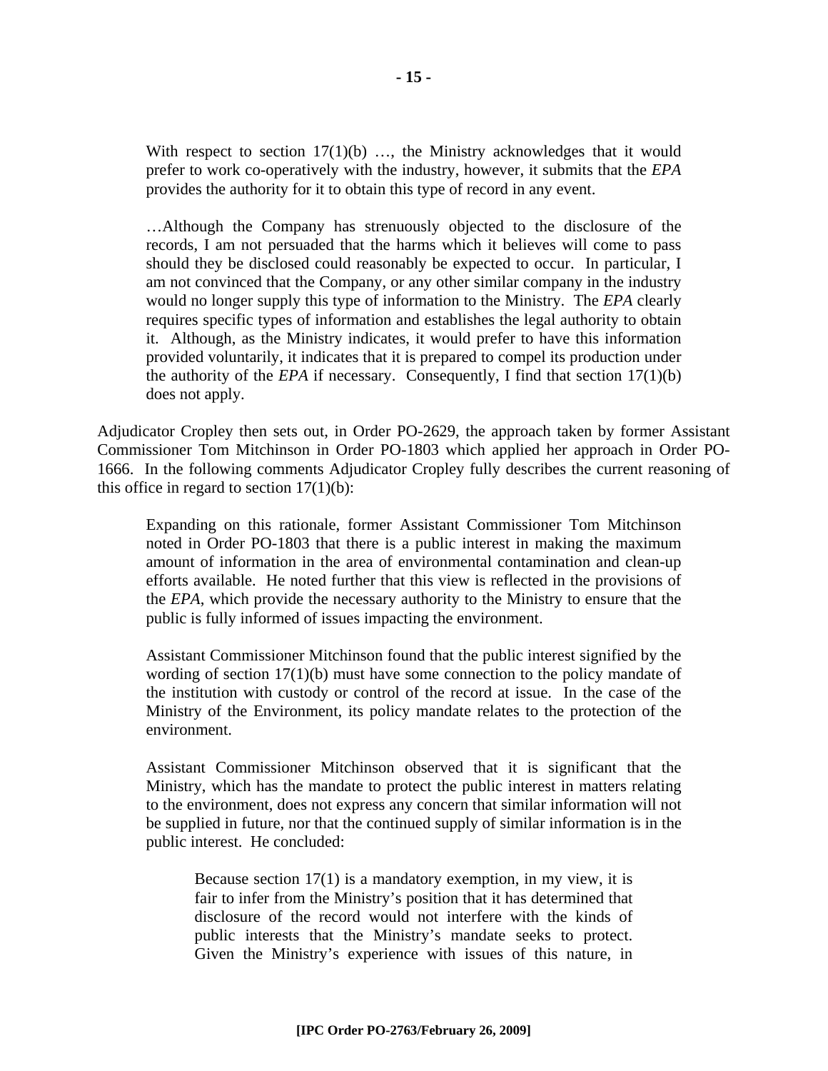> With respect to section 17(1)(b) …, the Ministry acknowledges that it would prefer to work co-operatively with the industry, however, it submits that the *EPA* provides the authority for it to obtain this type of record in any event.
>
> …Although the Company has strenuously objected to the disclosure of the records, I am not persuaded that the harms which it believes will come to pass should they be disclosed could reasonably be expected to occur. In particular, I am not convinced that the Company, or any other similar company in the industry would no longer supply this type of information to the Ministry. The *EPA* clearly requires specific types of information and establishes the legal authority to obtain it. Although, as the Ministry indicates, it would prefer to have this information provided voluntarily, it indicates that it is prepared to compel its production under the authority of the *EPA* if necessary. Consequently, I find that section 17(1)(b) does not apply.

Adjudicator Cropley then sets out, in Order PO-2629, the approach taken by former Assistant Commissioner Tom Mitchinson in Order PO-1803 which applied her approach in Order PO-1666. In the following comments Adjudicator Cropley fully describes the current reasoning of this office in regard to section 17(1)(b):

> Expanding on this rationale, former Assistant Commissioner Tom Mitchinson noted in Order PO-1803 that there is a public interest in making the maximum amount of information in the area of environmental contamination and clean-up efforts available. He noted further that this view is reflected in the provisions of the *EPA*, which provide the necessary authority to the Ministry to ensure that the public is fully informed of issues impacting the environment.
>
> Assistant Commissioner Mitchinson found that the public interest signified by the wording of section 17(1)(b) must have some connection to the policy mandate of the institution with custody or control of the record at issue. In the case of the Ministry of the Environment, its policy mandate relates to the protection of the environment.
>
> Assistant Commissioner Mitchinson observed that it is significant that the Ministry, which has the mandate to protect the public interest in matters relating to the environment, does not express any concern that similar information will not be supplied in future, nor that the continued supply of similar information is in the public interest. He concluded:
>
> > Because section 17(1) is a mandatory exemption, in my view, it is fair to infer from the Ministry's position that it has determined that disclosure of the record would not interfere with the kinds of public interests that the Ministry's mandate seeks to protect. Given the Ministry's experience with issues of this nature, in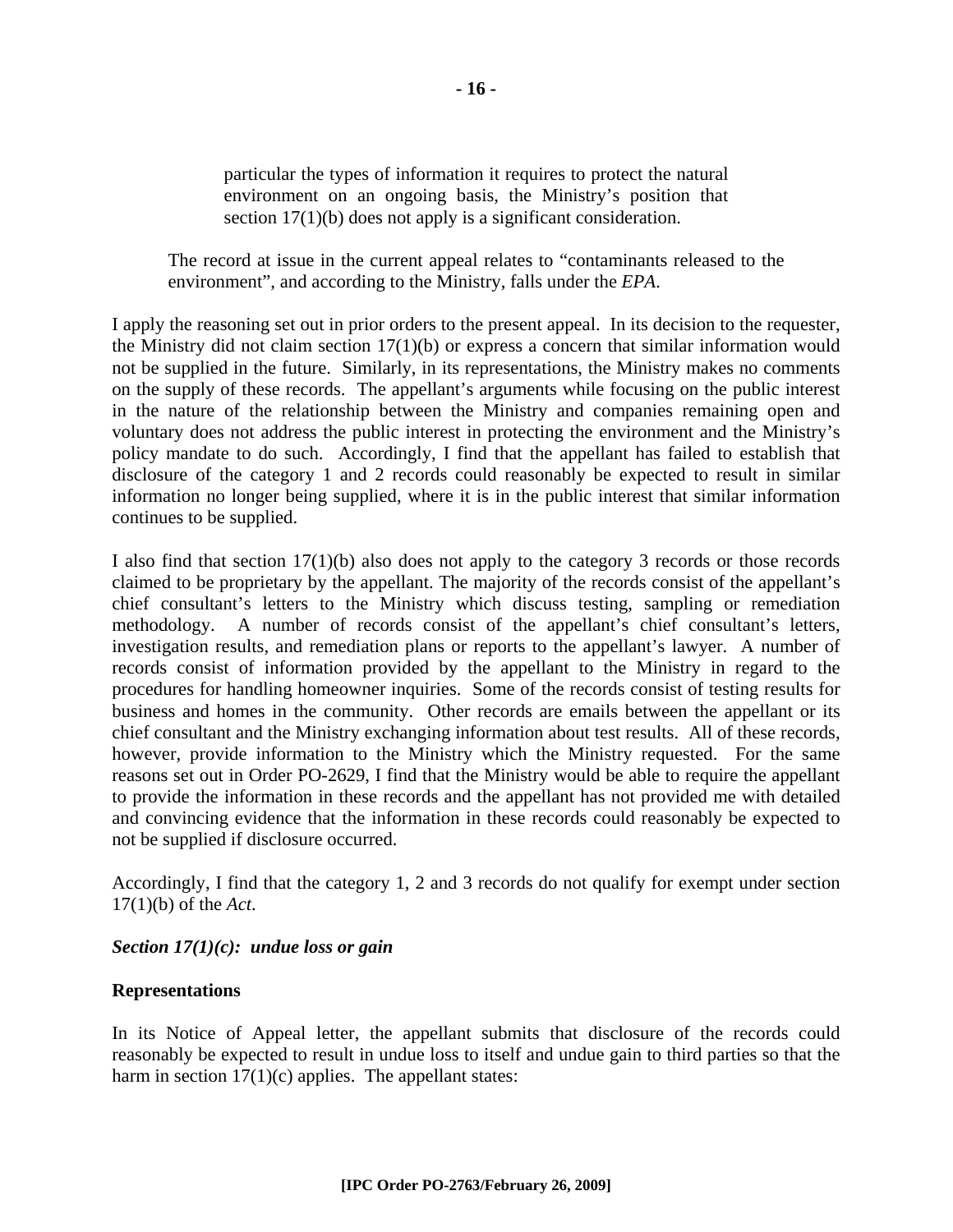> particular the types of information it requires to protect the natural environment on an ongoing basis, the Ministry's position that section 17(1)(b) does not apply is a significant consideration.

> The record at issue in the current appeal relates to "contaminants released to the environment", and according to the Ministry, falls under the *EPA*.

I apply the reasoning set out in prior orders to the present appeal. In its decision to the requester, the Ministry did not claim section 17(1)(b) or express a concern that similar information would not be supplied in the future. Similarly, in its representations, the Ministry makes no comments on the supply of these records. The appellant's arguments while focusing on the public interest in the nature of the relationship between the Ministry and companies remaining open and voluntary does not address the public interest in protecting the environment and the Ministry's policy mandate to do such. Accordingly, I find that the appellant has failed to establish that disclosure of the category 1 and 2 records could reasonably be expected to result in similar information no longer being supplied, where it is in the public interest that similar information continues to be supplied.

I also find that section 17(1)(b) also does not apply to the category 3 records or those records claimed to be proprietary by the appellant. The majority of the records consist of the appellant's chief consultant's letters to the Ministry which discuss testing, sampling or remediation methodology. A number of records consist of the appellant's chief consultant's letters, investigation results, and remediation plans or reports to the appellant's lawyer. A number of records consist of information provided by the appellant to the Ministry in regard to the procedures for handling homeowner inquiries. Some of the records consist of testing results for business and homes in the community. Other records are emails between the appellant or its chief consultant and the Ministry exchanging information about test results. All of these records, however, provide information to the Ministry which the Ministry requested. For the same reasons set out in Order PO-2629, I find that the Ministry would be able to require the appellant to provide the information in these records and the appellant has not provided me with detailed and convincing evidence that the information in these records could reasonably be expected to not be supplied if disclosure occurred.

Accordingly, I find that the category 1, 2 and 3 records do not qualify for exempt under section 17(1)(b) of the *Act*.

***Section 17(1)(c): undue loss or gain***

**Representations**

In its Notice of Appeal letter, the appellant submits that disclosure of the records could reasonably be expected to result in undue loss to itself and undue gain to third parties so that the harm in section 17(1)(c) applies. The appellant states: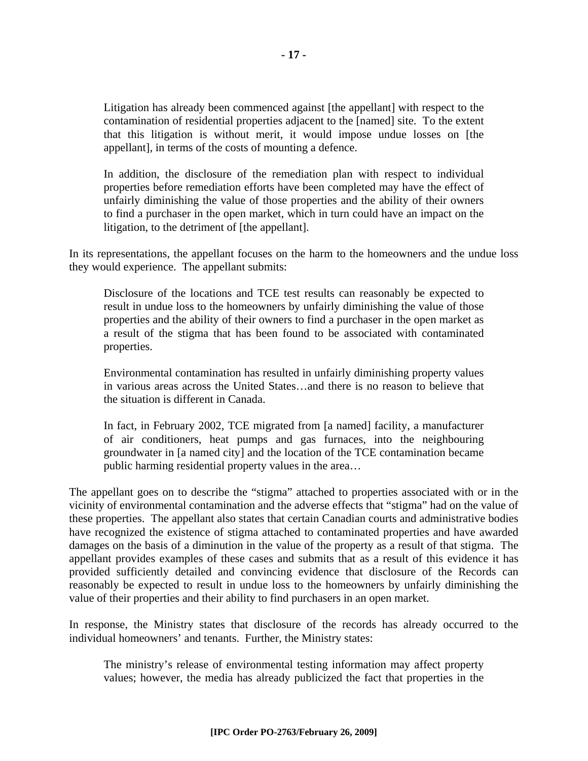> Litigation has already been commenced against [the appellant] with respect to the contamination of residential properties adjacent to the [named] site. To the extent that this litigation is without merit, it would impose undue losses on [the appellant], in terms of the costs of mounting a defence.
>
> In addition, the disclosure of the remediation plan with respect to individual properties before remediation efforts have been completed may have the effect of unfairly diminishing the value of those properties and the ability of their owners to find a purchaser in the open market, which in turn could have an impact on the litigation, to the detriment of [the appellant].

In its representations, the appellant focuses on the harm to the homeowners and the undue loss they would experience. The appellant submits:

> Disclosure of the locations and TCE test results can reasonably be expected to result in undue loss to the homeowners by unfairly diminishing the value of those properties and the ability of their owners to find a purchaser in the open market as a result of the stigma that has been found to be associated with contaminated properties.
>
> Environmental contamination has resulted in unfairly diminishing property values in various areas across the United States…and there is no reason to believe that the situation is different in Canada.
>
> In fact, in February 2002, TCE migrated from [a named] facility, a manufacturer of air conditioners, heat pumps and gas furnaces, into the neighbouring groundwater in [a named city] and the location of the TCE contamination became public harming residential property values in the area…

The appellant goes on to describe the "stigma" attached to properties associated with or in the vicinity of environmental contamination and the adverse effects that "stigma" had on the value of these properties. The appellant also states that certain Canadian courts and administrative bodies have recognized the existence of stigma attached to contaminated properties and have awarded damages on the basis of a diminution in the value of the property as a result of that stigma. The appellant provides examples of these cases and submits that as a result of this evidence it has provided sufficiently detailed and convincing evidence that disclosure of the Records can reasonably be expected to result in undue loss to the homeowners by unfairly diminishing the value of their properties and their ability to find purchasers in an open market.

In response, the Ministry states that disclosure of the records has already occurred to the individual homeowners' and tenants. Further, the Ministry states:

> The ministry's release of environmental testing information may affect property values; however, the media has already publicized the fact that properties in the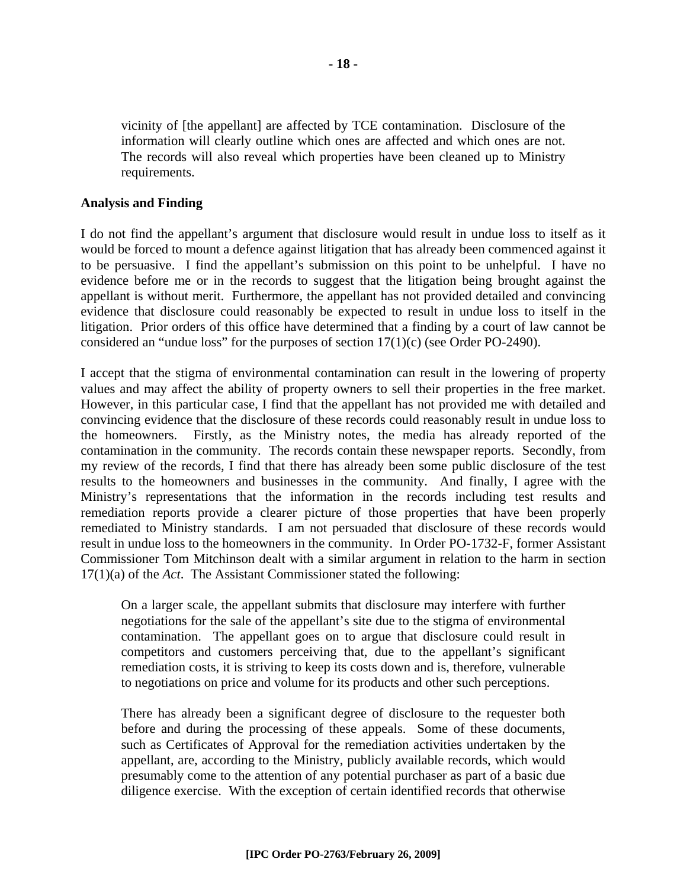vicinity of [the appellant] are affected by TCE contamination. Disclosure of the information will clearly outline which ones are affected and which ones are not. The records will also reveal which properties have been cleaned up to Ministry requirements.

**Analysis and Finding**

I do not find the appellant's argument that disclosure would result in undue loss to itself as it would be forced to mount a defence against litigation that has already been commenced against it to be persuasive. I find the appellant's submission on this point to be unhelpful. I have no evidence before me or in the records to suggest that the litigation being brought against the appellant is without merit. Furthermore, the appellant has not provided detailed and convincing evidence that disclosure could reasonably be expected to result in undue loss to itself in the litigation. Prior orders of this office have determined that a finding by a court of law cannot be considered an "undue loss" for the purposes of section 17(1)(c) (see Order PO-2490).

I accept that the stigma of environmental contamination can result in the lowering of property values and may affect the ability of property owners to sell their properties in the free market. However, in this particular case, I find that the appellant has not provided me with detailed and convincing evidence that the disclosure of these records could reasonably result in undue loss to the homeowners. Firstly, as the Ministry notes, the media has already reported of the contamination in the community. The records contain these newspaper reports. Secondly, from my review of the records, I find that there has already been some public disclosure of the test results to the homeowners and businesses in the community. And finally, I agree with the Ministry's representations that the information in the records including test results and remediation reports provide a clearer picture of those properties that have been properly remediated to Ministry standards. I am not persuaded that disclosure of these records would result in undue loss to the homeowners in the community. In Order PO-1732-F, former Assistant Commissioner Tom Mitchinson dealt with a similar argument in relation to the harm in section 17(1)(a) of the *Act*. The Assistant Commissioner stated the following:

> On a larger scale, the appellant submits that disclosure may interfere with further negotiations for the sale of the appellant's site due to the stigma of environmental contamination. The appellant goes on to argue that disclosure could result in competitors and customers perceiving that, due to the appellant's significant remediation costs, it is striving to keep its costs down and is, therefore, vulnerable to negotiations on price and volume for its products and other such perceptions.
>
> There has already been a significant degree of disclosure to the requester both before and during the processing of these appeals. Some of these documents, such as Certificates of Approval for the remediation activities undertaken by the appellant, are, according to the Ministry, publicly available records, which would presumably come to the attention of any potential purchaser as part of a basic due diligence exercise. With the exception of certain identified records that otherwise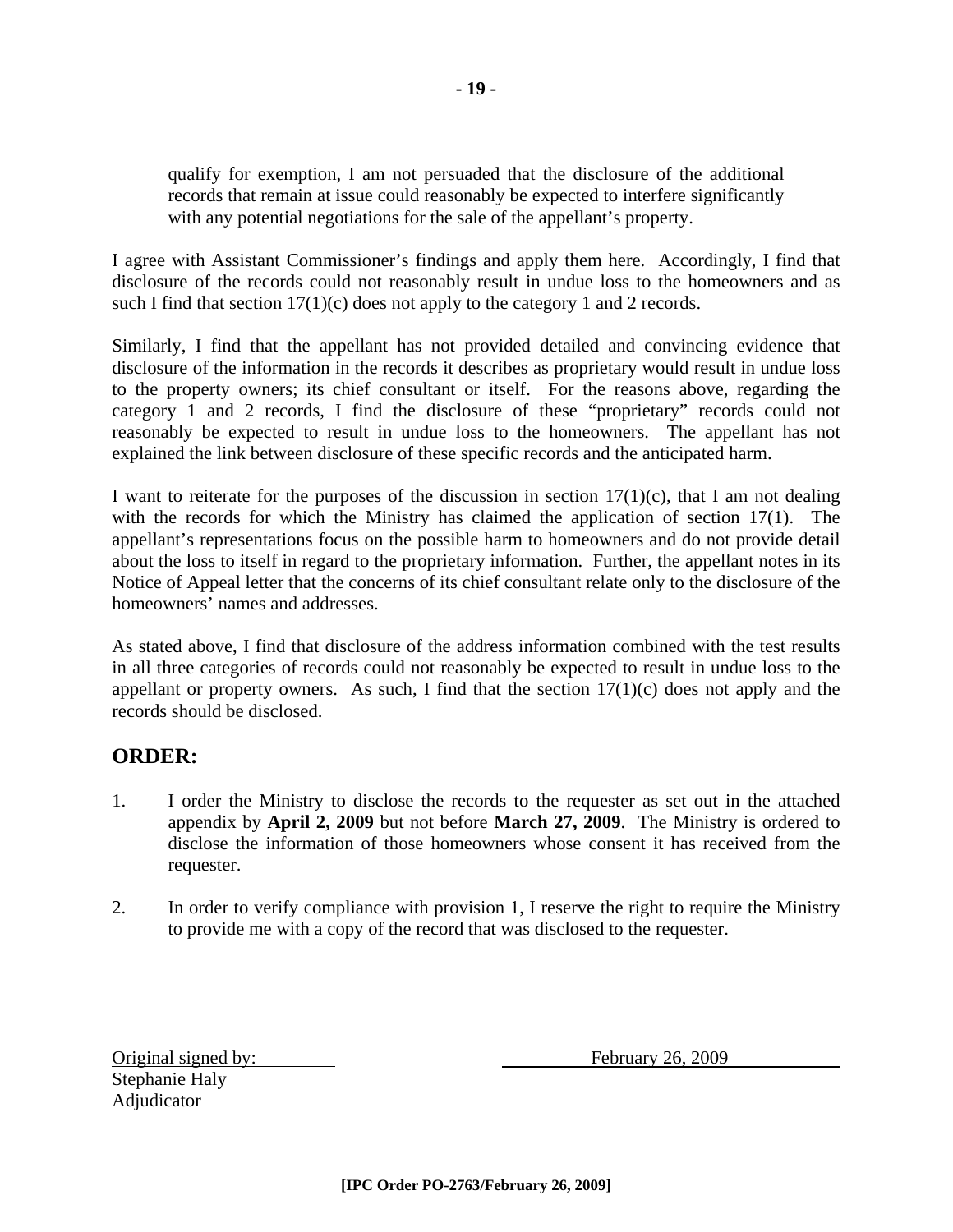qualify for exemption, I am not persuaded that the disclosure of the additional records that remain at issue could reasonably be expected to interfere significantly with any potential negotiations for the sale of the appellant's property.

I agree with Assistant Commissioner's findings and apply them here. Accordingly, I find that disclosure of the records could not reasonably result in undue loss to the homeowners and as such I find that section 17(1)(c) does not apply to the category 1 and 2 records.

Similarly, I find that the appellant has not provided detailed and convincing evidence that disclosure of the information in the records it describes as proprietary would result in undue loss to the property owners; its chief consultant or itself. For the reasons above, regarding the category 1 and 2 records, I find the disclosure of these "proprietary" records could not reasonably be expected to result in undue loss to the homeowners. The appellant has not explained the link between disclosure of these specific records and the anticipated harm.

I want to reiterate for the purposes of the discussion in section 17(1)(c), that I am not dealing with the records for which the Ministry has claimed the application of section 17(1). The appellant's representations focus on the possible harm to homeowners and do not provide detail about the loss to itself in regard to the proprietary information. Further, the appellant notes in its Notice of Appeal letter that the concerns of its chief consultant relate only to the disclosure of the homeowners' names and addresses.

As stated above, I find that disclosure of the address information combined with the test results in all three categories of records could not reasonably be expected to result in undue loss to the appellant or property owners. As such, I find that the section 17(1)(c) does not apply and the records should be disclosed.

## ORDER:

1. I order the Ministry to disclose the records to the requester as set out in the attached appendix by **April 2, 2009** but not before **March 27, 2009**. The Ministry is ordered to disclose the information of those homeowners whose consent it has received from the requester.

2. In order to verify compliance with provision 1, I reserve the right to require the Ministry to provide me with a copy of the record that was disclosed to the requester.

Original signed by:
Stephanie Haly
Adjudicator

February 26, 2009